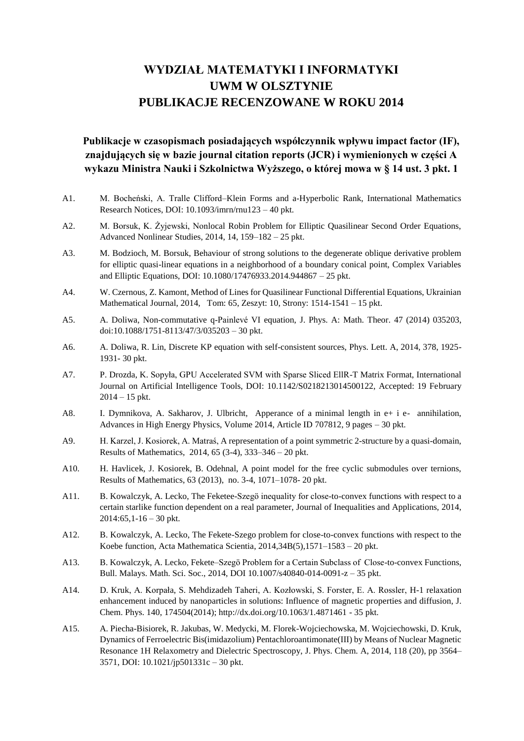# WYDZIAŁ MATEMATYKI I INFORMATYKI
# UWM W OLSZTYNIE
# PUBLIKACJE RECENZOWANE W ROKU 2014

### Publikacje w czasopismach posiadających współczynnik wpływu impact factor (IF), znajdujących się w bazie journal citation reports (JCR) i wymienionych w części A wykazu Ministra Nauki i Szkolnictwa Wyższego, o której mowa w § 14 ust. 3 pkt. 1

A1. M. Bocheński, A. Tralle Clifford–Klein Forms and a-Hyperbolic Rank, International Mathematics Research Notices, DOI: 10.1093/imrn/rnu123 – 40 pkt.

A2. M. Borsuk, K. Żyjewski, Nonlocal Robin Problem for Elliptic Quasilinear Second Order Equations, Advanced Nonlinear Studies, 2014, 14, 159–182 – 25 pkt.

A3. M. Bodzioch, M. Borsuk, Behaviour of strong solutions to the degenerate oblique derivative problem for elliptic quasi-linear equations in a neighborhood of a boundary conical point, Complex Variables and Elliptic Equations, DOI: 10.1080/17476933.2014.944867 – 25 pkt.

A4. W. Czernous, Z. Kamont, Method of Lines for Quasilinear Functional Differential Equations, Ukrainian Mathematical Journal, 2014, Tom: 65, Zeszyt: 10, Strony: 1514-1541 – 15 pkt.

A5. A. Doliwa, Non-commutative q-Painlevé VI equation, J. Phys. A: Math. Theor. 47 (2014) 035203, doi:10.1088/1751-8113/47/3/035203 – 30 pkt.

A6. A. Doliwa, R. Lin, Discrete KP equation with self-consistent sources, Phys. Lett. A, 2014, 378, 1925-1931- 30 pkt.

A7. P. Drozda, K. Sopyła, GPU Accelerated SVM with Sparse Sliced EllR-T Matrix Format, International Journal on Artificial Intelligence Tools, DOI: 10.1142/S0218213014500122, Accepted: 19 February 2014 – 15 pkt.

A8. I. Dymnikova, A. Sakharov, J. Ulbricht, Apperance of a minimal length in e+ i e- annihilation, Advances in High Energy Physics, Volume 2014, Article ID 707812, 9 pages – 30 pkt.

A9. H. Karzel, J. Kosiorek, A. Matraś, A representation of a point symmetric 2-structure by a quasi-domain, Results of Mathematics, 2014, 65 (3-4), 333–346 – 20 pkt.

A10. H. Havlicek, J. Kosiorek, B. Odehnal, A point model for the free cyclic submodules over ternions, Results of Mathematics, 63 (2013), no. 3-4, 1071–1078- 20 pkt.

A11. B. Kowalczyk, A. Lecko, The Feketee-Szegö inequality for close-to-convex functions with respect to a certain starlike function dependent on a real parameter, Journal of Inequalities and Applications, 2014, 2014:65,1-16 – 30 pkt.

A12. B. Kowalczyk, A. Lecko, The Fekete-Szego problem for close-to-convex functions with respect to the Koebe function, Acta Mathematica Scientia, 2014,34B(5),1571–1583 – 20 pkt.

A13. B. Kowalczyk, A. Lecko, Fekete–Szegö Problem for a Certain Subclass of Close-to-convex Functions, Bull. Malays. Math. Sci. Soc., 2014, DOI 10.1007/s40840-014-0091-z – 35 pkt.

A14. D. Kruk, A. Korpała, S. Mehdizadeh Taheri, A. Kozłowski, S. Forster, E. A. Rossler, H-1 relaxation enhancement induced by nanoparticles in solutions: Influence of magnetic properties and diffusion, J. Chem. Phys. 140, 174504(2014); http://dx.doi.org/10.1063/1.4871461 - 35 pkt.

A15. A. Piecha-Bisiorek, R. Jakubas, W. Medycki, M. Florek-Wojciechowska, M. Wojciechowski, D. Kruk, Dynamics of Ferroelectric Bis(imidazolium) Pentachloroantimonate(III) by Means of Nuclear Magnetic Resonance 1H Relaxometry and Dielectric Spectroscopy, J. Phys. Chem. A, 2014, 118 (20), pp 3564–3571, DOI: 10.1021/jp501331c – 30 pkt.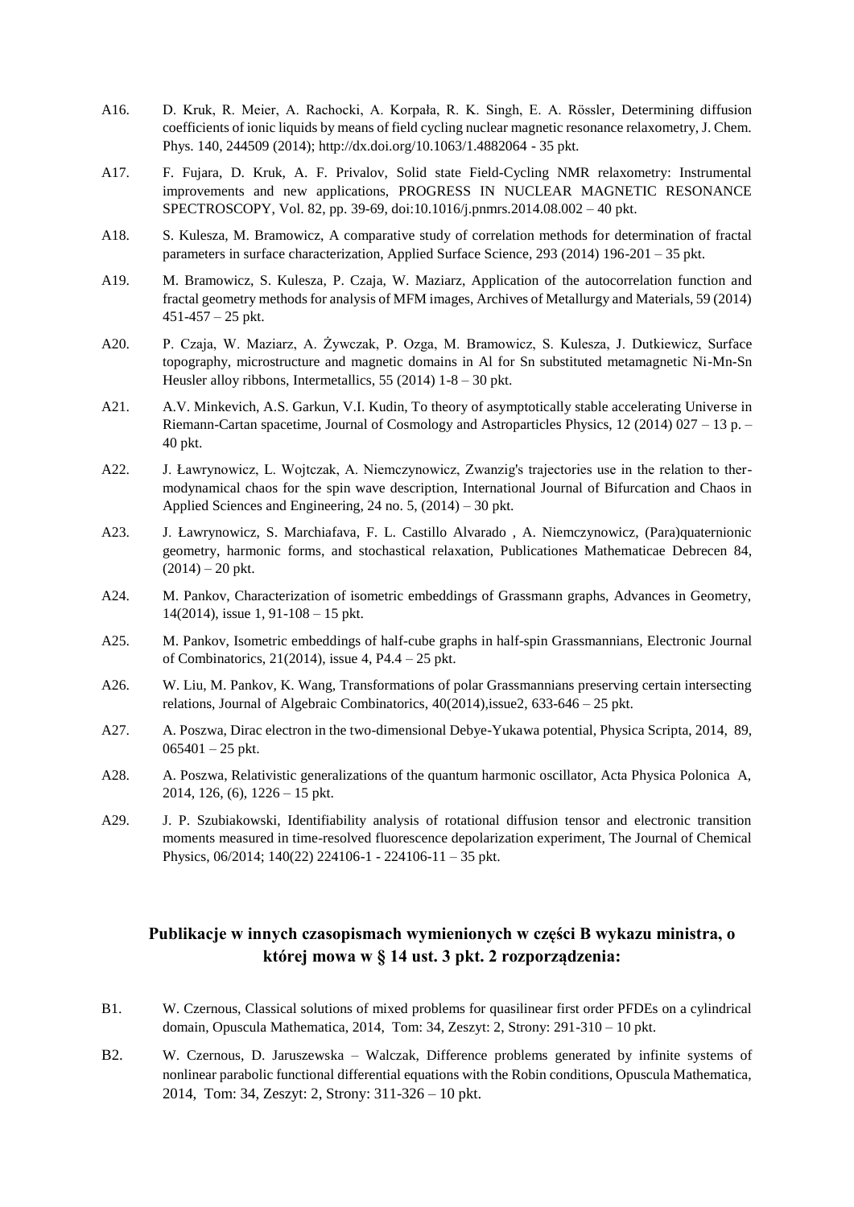A16. D. Kruk, R. Meier, A. Rachocki, A. Korpała, R. K. Singh, E. A. Rössler, Determining diffusion coefficients of ionic liquids by means of field cycling nuclear magnetic resonance relaxometry, J. Chem. Phys. 140, 244509 (2014); http://dx.doi.org/10.1063/1.4882064 - 35 pkt.

A17. F. Fujara, D. Kruk, A. F. Privalov, Solid state Field-Cycling NMR relaxometry: Instrumental improvements and new applications, PROGRESS IN NUCLEAR MAGNETIC RESONANCE SPECTROSCOPY, Vol. 82, pp. 39-69, doi:10.1016/j.pnmrs.2014.08.002 – 40 pkt.

A18. S. Kulesza, M. Bramowicz, A comparative study of correlation methods for determination of fractal parameters in surface characterization, Applied Surface Science, 293 (2014) 196-201 – 35 pkt.

A19. M. Bramowicz, S. Kulesza, P. Czaja, W. Maziarz, Application of the autocorrelation function and fractal geometry methods for analysis of MFM images, Archives of Metallurgy and Materials, 59 (2014) 451-457 – 25 pkt.

A20. P. Czaja, W. Maziarz, A. Żywczak, P. Ozga, M. Bramowicz, S. Kulesza, J. Dutkiewicz, Surface topography, microstructure and magnetic domains in Al for Sn substituted metamagnetic Ni-Mn-Sn Heusler alloy ribbons, Intermetallics, 55 (2014) 1-8 – 30 pkt.

A21. A.V. Minkevich, A.S. Garkun, V.I. Kudin, To theory of asymptotically stable accelerating Universe in Riemann-Cartan spacetime, Journal of Cosmology and Astroparticles Physics, 12 (2014) 027 – 13 p. – 40 pkt.

A22. J. Ławrynowicz, L. Wojtczak, A. Niemczynowicz, Zwanzig's trajectories use in the relation to thermodynamical chaos for the spin wave description, International Journal of Bifurcation and Chaos in Applied Sciences and Engineering, 24 no. 5, (2014) – 30 pkt.

A23. J. Ławrynowicz, S. Marchiafava, F. L. Castillo Alvarado , A. Niemczynowicz, (Para)quaternionic geometry, harmonic forms, and stochastical relaxation, Publicationes Mathematicae Debrecen 84, (2014) – 20 pkt.

A24. M. Pankov, Characterization of isometric embeddings of Grassmann graphs, Advances in Geometry, 14(2014), issue 1, 91-108 – 15 pkt.

A25. M. Pankov, Isometric embeddings of half-cube graphs in half-spin Grassmannians, Electronic Journal of Combinatorics, 21(2014), issue 4, P4.4 – 25 pkt.

A26. W. Liu, M. Pankov, K. Wang, Transformations of polar Grassmannians preserving certain intersecting relations, Journal of Algebraic Combinatorics, 40(2014),issue2, 633-646 – 25 pkt.

A27. A. Poszwa, Dirac electron in the two-dimensional Debye-Yukawa potential, Physica Scripta, 2014, 89, 065401 – 25 pkt.

A28. A. Poszwa, Relativistic generalizations of the quantum harmonic oscillator, Acta Physica Polonica A, 2014, 126, (6), 1226 – 15 pkt.

A29. J. P. Szubiakowski, Identifiability analysis of rotational diffusion tensor and electronic transition moments measured in time-resolved fluorescence depolarization experiment, The Journal of Chemical Physics, 06/2014; 140(22) 224106-1 - 224106-11 – 35 pkt.

## Publikacje w innych czasopismach wymienionych w części B wykazu ministra, o której mowa w § 14 ust. 3 pkt. 2 rozporządzenia:

B1. W. Czernous, Classical solutions of mixed problems for quasilinear first order PFDEs on a cylindrical domain, Opuscula Mathematica, 2014, Tom: 34, Zeszyt: 2, Strony: 291-310 – 10 pkt.

B2. W. Czernous, D. Jaruszewska – Walczak, Difference problems generated by infinite systems of nonlinear parabolic functional differential equations with the Robin conditions, Opuscula Mathematica, 2014, Tom: 34, Zeszyt: 2, Strony: 311-326 – 10 pkt.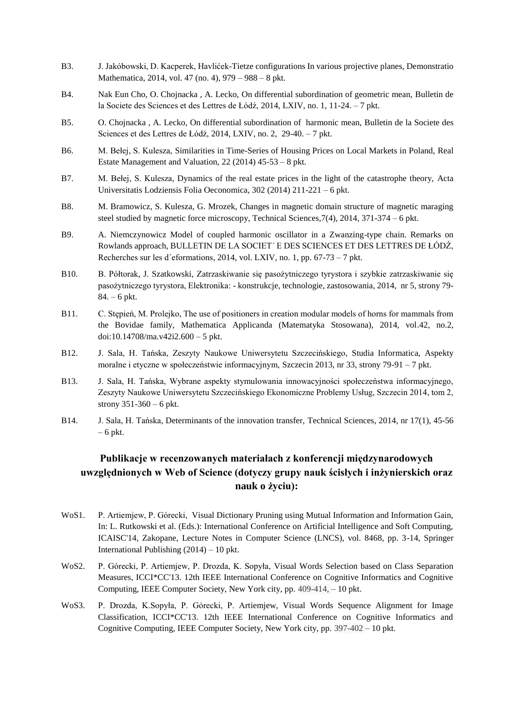B3. J. Jakóbowski, D. Kacperek, Havlićek-Tietze configurations In various projective planes, Demonstratio Mathematica, 2014, vol. 47 (no. 4), 979 – 988 – 8 pkt.

B4. Nak Eun Cho, O. Chojnacka , A. Lecko, On differential subordination of geometric mean, Bulletin de la Societe des Sciences et des Lettres de Łódź, 2014, LXIV, no. 1, 11-24. – 7 pkt.

B5. O. Chojnacka , A. Lecko, On differential subordination of harmonic mean, Bulletin de la Societe des Sciences et des Lettres de Łódź, 2014, LXIV, no. 2, 29-40. – 7 pkt.

B6. M. Bełej, S. Kulesza, Similarities in Time-Series of Housing Prices on Local Markets in Poland, Real Estate Management and Valuation, 22 (2014) 45-53 – 8 pkt.

B7. M. Bełej, S. Kulesza, Dynamics of the real estate prices in the light of the catastrophe theory, Acta Universitatis Lodziensis Folia Oeconomica, 302 (2014) 211-221 – 6 pkt.

B8. M. Bramowicz, S. Kulesza, G. Mrozek, Changes in magnetic domain structure of magnetic maraging steel studied by magnetic force microscopy, Technical Sciences,7(4), 2014, 371-374 – 6 pkt.

B9. A. Niemczynowicz Model of coupled harmonic oscillator in a Zwanzing-type chain. Remarks on Rowlands approach, BULLETIN DE LA SOCIET´ E DES SCIENCES ET DES LETTRES DE ŁÓDŹ, Recherches sur les d´eformations, 2014, vol. LXIV, no. 1, pp. 67-73 – 7 pkt.

B10. B. Półtorak, J. Szatkowski, Zatrzaskiwanie się pasożytniczego tyrystora i szybkie zatrzaskiwanie się pasożytniczego tyrystora, Elektronika: - konstrukcje, technologie, zastosowania, 2014, nr 5, strony 79-84. – 6 pkt.

B11. C. Stępień, M. Prolejko, The use of positioners in creation modular models of horns for mammals from the Bovidae family, Mathematica Applicanda (Matematyka Stosowana), 2014, vol.42, no.2, doi:10.14708/ma.v42i2.600 – 5 pkt.

B12. J. Sala, H. Tańska, Zeszyty Naukowe Uniwersytetu Szczecińskiego, Studia Informatica, Aspekty moralne i etyczne w społeczeństwie informacyjnym, Szczecin 2013, nr 33, strony 79-91 – 7 pkt.

B13. J. Sala, H. Tańska, Wybrane aspekty stymulowania innowacyjności społeczeństwa informacyjnego, Zeszyty Naukowe Uniwersytetu Szczecińskiego Ekonomiczne Problemy Usług, Szczecin 2014, tom 2, strony 351-360 – 6 pkt.

B14. J. Sala, H. Tańska, Determinants of the innovation transfer, Technical Sciences, 2014, nr 17(1), 45-56 – 6 pkt.

## Publikacje w recenzowanych materiałach z konferencji międzynarodowych uwzględnionych w Web of Science (dotyczy grupy nauk ścisłych i inżynierskich oraz nauk o życiu):

WoS1. P. Artiemjew, P. Górecki, Visual Dictionary Pruning using Mutual Information and Information Gain, In: L. Rutkowski et al. (Eds.): International Conference on Artificial Intelligence and Soft Computing, ICAISC'14, Zakopane, Lecture Notes in Computer Science (LNCS), vol. 8468, pp. 3-14, Springer International Publishing (2014) – 10 pkt.

WoS2. P. Górecki, P. Artiemjew, P. Drozda, K. Sopyła, Visual Words Selection based on Class Separation Measures, ICCI*CC'13. 12th IEEE International Conference on Cognitive Informatics and Cognitive Computing, IEEE Computer Society, New York city, pp. 409-414, – 10 pkt.

WoS3. P. Drozda, K.Sopyła, P. Górecki, P. Artiemjew, Visual Words Sequence Alignment for Image Classification, ICCI*CC'13. 12th IEEE International Conference on Cognitive Informatics and Cognitive Computing, IEEE Computer Society, New York city, pp. 397-402 – 10 pkt.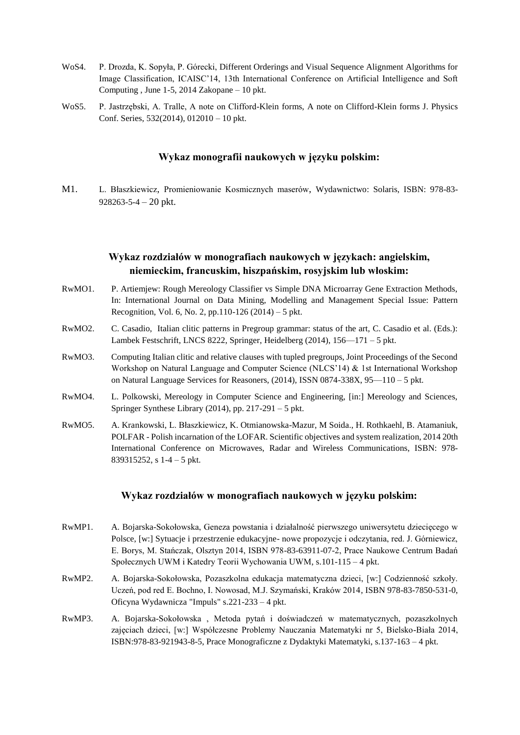WoS4. P. Drozda, K. Sopyła, P. Górecki, Different Orderings and Visual Sequence Alignment Algorithms for Image Classification, ICAISC'14, 13th International Conference on Artificial Intelligence and Soft Computing , June 1-5, 2014 Zakopane – 10 pkt.

WoS5. P. Jastrzębski, A. Tralle, A note on Clifford-Klein forms, A note on Clifford-Klein forms J. Physics Conf. Series, 532(2014), 012010 – 10 pkt.

### Wykaz monografii naukowych w języku polskim:

M1. L. Błaszkiewicz, Promieniowanie Kosmicznych maserów, Wydawnictwo: Solaris, ISBN: 978-83-928263-5-4 – 20 pkt.

### Wykaz rozdziałów w monografiach naukowych w językach: angielskim, niemieckim, francuskim, hiszpańskim, rosyjskim lub włoskim:

RwMO1. P. Artiemjew: Rough Mereology Classifier vs Simple DNA Microarray Gene Extraction Methods, In: International Journal on Data Mining, Modelling and Management Special Issue: Pattern Recognition, Vol. 6, No. 2, pp.110-126 (2014) – 5 pkt.

RwMO2. C. Casadio, Italian clitic patterns in Pregroup grammar: status of the art, C. Casadio et al. (Eds.): Lambek Festschrift, LNCS 8222, Springer, Heidelberg (2014), 156—171 – 5 pkt.

RwMO3. Computing Italian clitic and relative clauses with tupled pregroups, Joint Proceedings of the Second Workshop on Natural Language and Computer Science (NLCS'14) & 1st International Workshop on Natural Language Services for Reasoners, (2014), ISSN 0874-338X, 95—110 – 5 pkt.

RwMO4. L. Polkowski, Mereology in Computer Science and Engineering, [in:] Mereology and Sciences, Springer Synthese Library (2014), pp. 217-291 – 5 pkt.

RwMO5. A. Krankowski, L. Błaszkiewicz, K. Otmianowska-Mazur, M Soida., H. Rothkaehl, B. Atamaniuk, POLFAR - Polish incarnation of the LOFAR. Scientific objectives and system realization, 2014 20th International Conference on Microwaves, Radar and Wireless Communications, ISBN: 978-839315252, s 1-4 – 5 pkt.

### Wykaz rozdziałów w monografiach naukowych w języku polskim:

RwMP1. A. Bojarska-Sokołowska, Geneza powstania i działalność pierwszego uniwersytetu dziecięcego w Polsce, [w:] Sytuacje i przestrzenie edukacyjne- nowe propozycje i odczytania, red. J. Górniewicz, E. Borys, M. Stańczak, Olsztyn 2014, ISBN 978-83-63911-07-2, Prace Naukowe Centrum Badań Społecznych UWM i Katedry Teorii Wychowania UWM, s.101-115 – 4 pkt.

RwMP2. A. Bojarska-Sokołowska, Pozaszkolna edukacja matematyczna dzieci, [w:] Codzienność szkoły. Uczeń, pod red E. Bochno, I. Nowosad, M.J. Szymański, Kraków 2014, ISBN 978-83-7850-531-0, Oficyna Wydawnicza "Impuls" s.221-233 – 4 pkt.

RwMP3. A. Bojarska-Sokołowska , Metoda pytań i doświadczeń w matematycznych, pozaszkolnych zajęciach dzieci, [w:] Współczesne Problemy Nauczania Matematyki nr 5, Bielsko-Biała 2014, ISBN:978-83-921943-8-5, Prace Monograficzne z Dydaktyki Matematyki, s.137-163 – 4 pkt.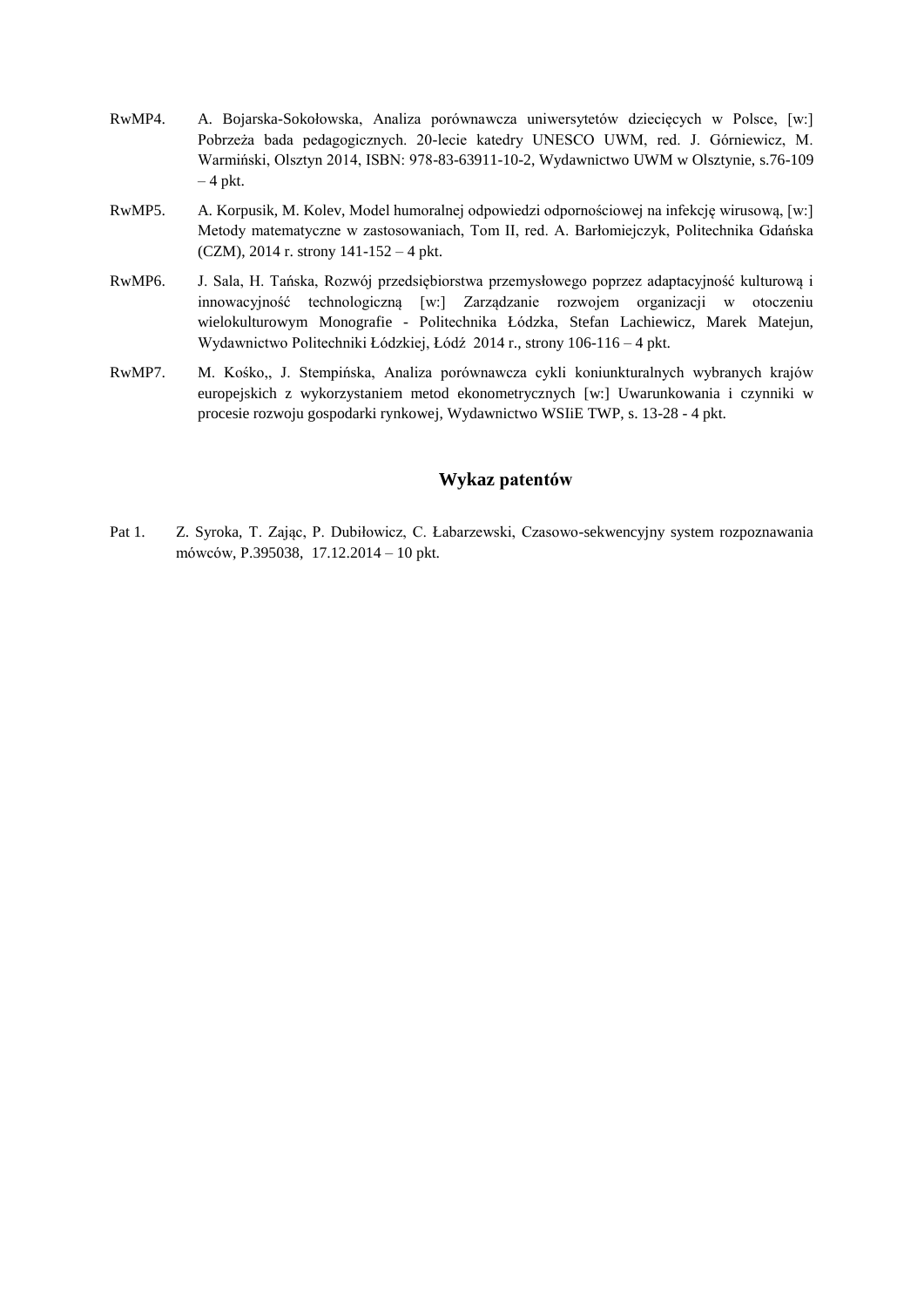RwMP4. A. Bojarska-Sokołowska, Analiza porównawcza uniwersytetów dziecięcych w Polsce, [w:] Pobrzeża bada pedagogicznych. 20-lecie katedry UNESCO UWM, red. J. Górniewicz, M. Warmiński, Olsztyn 2014, ISBN: 978-83-63911-10-2, Wydawnictwo UWM w Olsztynie, s.76-109 – 4 pkt.

RwMP5. A. Korpusik, M. Kolev, Model humoralnej odpowiedzi odpornościowej na infekcję wirusową, [w:] Metody matematyczne w zastosowaniach, Tom II, red. A. Barłomiejczyk, Politechnika Gdańska (CZM), 2014 r. strony 141-152 – 4 pkt.

RwMP6. J. Sala, H. Tańska, Rozwój przedsiębiorstwa przemysłowego poprzez adaptacyjność kulturową i innowacyjność technologiczną [w:] Zarządzanie rozwojem organizacji w otoczeniu wielokulturowym Monografie - Politechnika Łódzka, Stefan Lachiewicz, Marek Matejun, Wydawnictwo Politechniki Łódzkiej, Łódź 2014 r., strony 106-116 – 4 pkt.

RwMP7. M. Kośko,, J. Stempińska, Analiza porównawcza cykli koniunkturalnych wybranych krajów europejskich z wykorzystaniem metod ekonometrycznych [w:] Uwarunkowania i czynniki w procesie rozwoju gospodarki rynkowej, Wydawnictwo WSIiE TWP, s. 13-28 - 4 pkt.

## Wykaz patentów

Pat 1. Z. Syroka, T. Zając, P. Dubiłowicz, C. Łabarzewski, Czasowo-sekwencyjny system rozpoznawania mówców, P.395038, 17.12.2014 – 10 pkt.